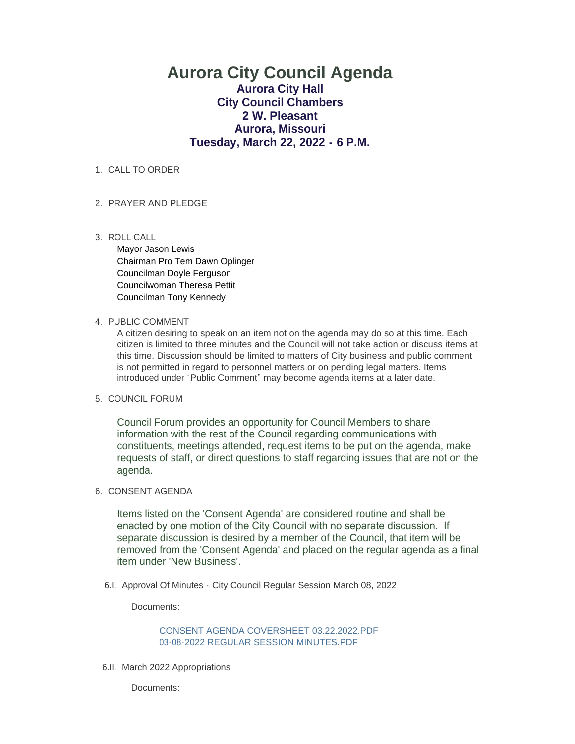# Aurora City Council Agenda

## Aurora City Hall
## City Council Chambers
## 2 W. Pleasant
## Aurora, Missouri
## Tuesday, March 22, 2022 - 6 P.M.

1. CALL TO ORDER

2. PRAYER AND PLEDGE

3. ROLL CALL

   Mayor Jason Lewis
   Chairman Pro Tem Dawn Oplinger
   Councilman Doyle Ferguson
   Councilwoman Theresa Pettit
   Councilman Tony Kennedy

4. PUBLIC COMMENT

   A citizen desiring to speak on an item not on the agenda may do so at this time. Each citizen is limited to three minutes and the Council will not take action or discuss items at this time. Discussion should be limited to matters of City business and public comment is not permitted in regard to personnel matters or on pending legal matters. Items introduced under "Public Comment" may become agenda items at a later date.

5. COUNCIL FORUM

   Council Forum provides an opportunity for Council Members to share information with the rest of the Council regarding communications with constituents, meetings attended, request items to be put on the agenda, make requests of staff, or direct questions to staff regarding issues that are not on the agenda.

6. CONSENT AGENDA

   Items listed on the 'Consent Agenda' are considered routine and shall be enacted by one motion of the City Council with no separate discussion. If separate discussion is desired by a member of the Council, that item will be removed from the 'Consent Agenda' and placed on the regular agenda as a final item under 'New Business'.

   6.I. Approval Of Minutes - City Council Regular Session March 08, 2022

   Documents:

   CONSENT AGENDA COVERSHEET 03.22.2022.PDF
   03-08-2022 REGULAR SESSION MINUTES.PDF

   6.II. March 2022 Appropriations

   Documents: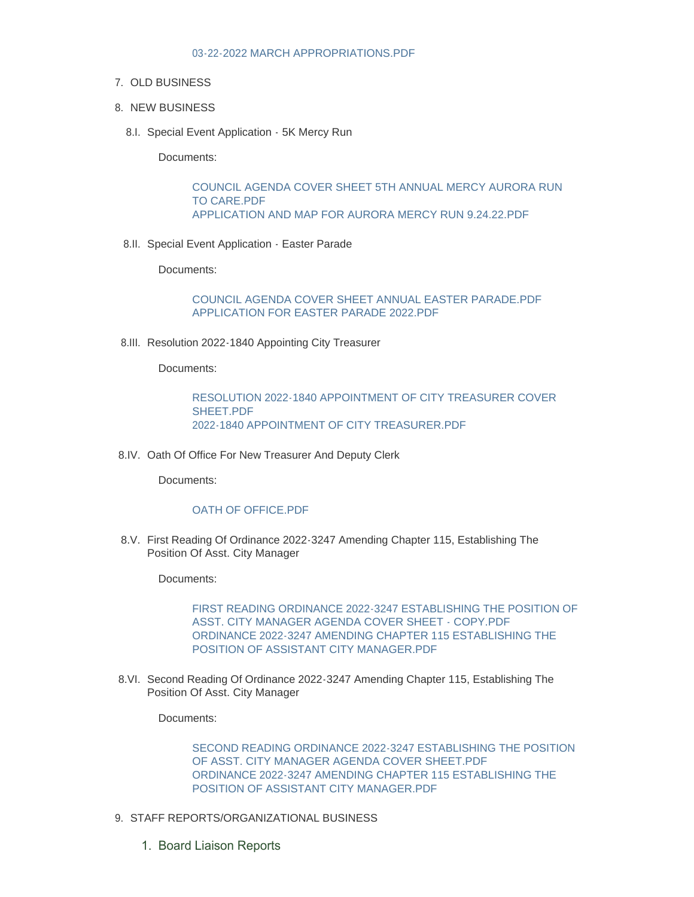03-22-2022 MARCH APPROPRIATIONS.PDF

7. OLD BUSINESS

8. NEW BUSINESS

   8.I. Special Event Application - 5K Mercy Run

   Documents:

   COUNCIL AGENDA COVER SHEET 5TH ANNUAL MERCY AURORA RUN TO CARE.PDF
   APPLICATION AND MAP FOR AURORA MERCY RUN 9.24.22.PDF

   8.II. Special Event Application - Easter Parade

   Documents:

   COUNCIL AGENDA COVER SHEET ANNUAL EASTER PARADE.PDF
   APPLICATION FOR EASTER PARADE 2022.PDF

   8.III. Resolution 2022-1840 Appointing City Treasurer

   Documents:

   RESOLUTION 2022-1840 APPOINTMENT OF CITY TREASURER COVER SHEET.PDF
   2022-1840 APPOINTMENT OF CITY TREASURER.PDF

   8.IV. Oath Of Office For New Treasurer And Deputy Clerk

   Documents:

   OATH OF OFFICE.PDF

   8.V. First Reading Of Ordinance 2022-3247 Amending Chapter 115, Establishing The Position Of Asst. City Manager

   Documents:

   FIRST READING ORDINANCE 2022-3247 ESTABLISHING THE POSITION OF ASST. CITY MANAGER AGENDA COVER SHEET - COPY.PDF
   ORDINANCE 2022-3247 AMENDING CHAPTER 115 ESTABLISHING THE POSITION OF ASSISTANT CITY MANAGER.PDF

   8.VI. Second Reading Of Ordinance 2022-3247 Amending Chapter 115, Establishing The Position Of Asst. City Manager

   Documents:

   SECOND READING ORDINANCE 2022-3247 ESTABLISHING THE POSITION OF ASST. CITY MANAGER AGENDA COVER SHEET.PDF
   ORDINANCE 2022-3247 AMENDING CHAPTER 115 ESTABLISHING THE POSITION OF ASSISTANT CITY MANAGER.PDF

9. STAFF REPORTS/ORGANIZATIONAL BUSINESS

   1. Board Liaison Reports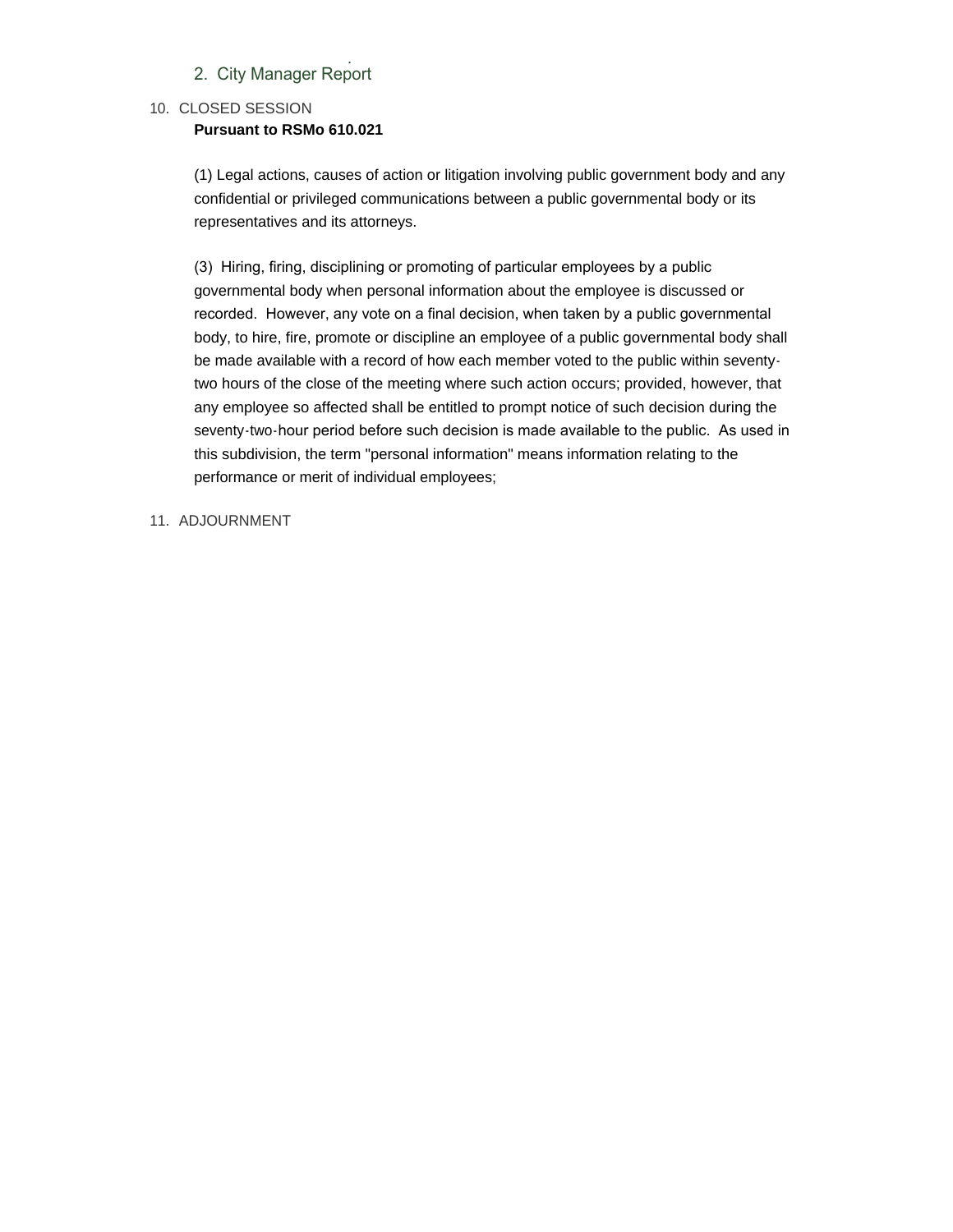2. City Manager Report

10. CLOSED SESSION

**Pursuant to RSMo 610.021**

(1) Legal actions, causes of action or litigation involving public government body and any confidential or privileged communications between a public governmental body or its representatives and its attorneys.

(3) Hiring, firing, disciplining or promoting of particular employees by a public governmental body when personal information about the employee is discussed or recorded. However, any vote on a final decision, when taken by a public governmental body, to hire, fire, promote or discipline an employee of a public governmental body shall be made available with a record of how each member voted to the public within seventy-two hours of the close of the meeting where such action occurs; provided, however, that any employee so affected shall be entitled to prompt notice of such decision during the seventy-two-hour period before such decision is made available to the public. As used in this subdivision, the term "personal information" means information relating to the performance or merit of individual employees;

11. ADJOURNMENT